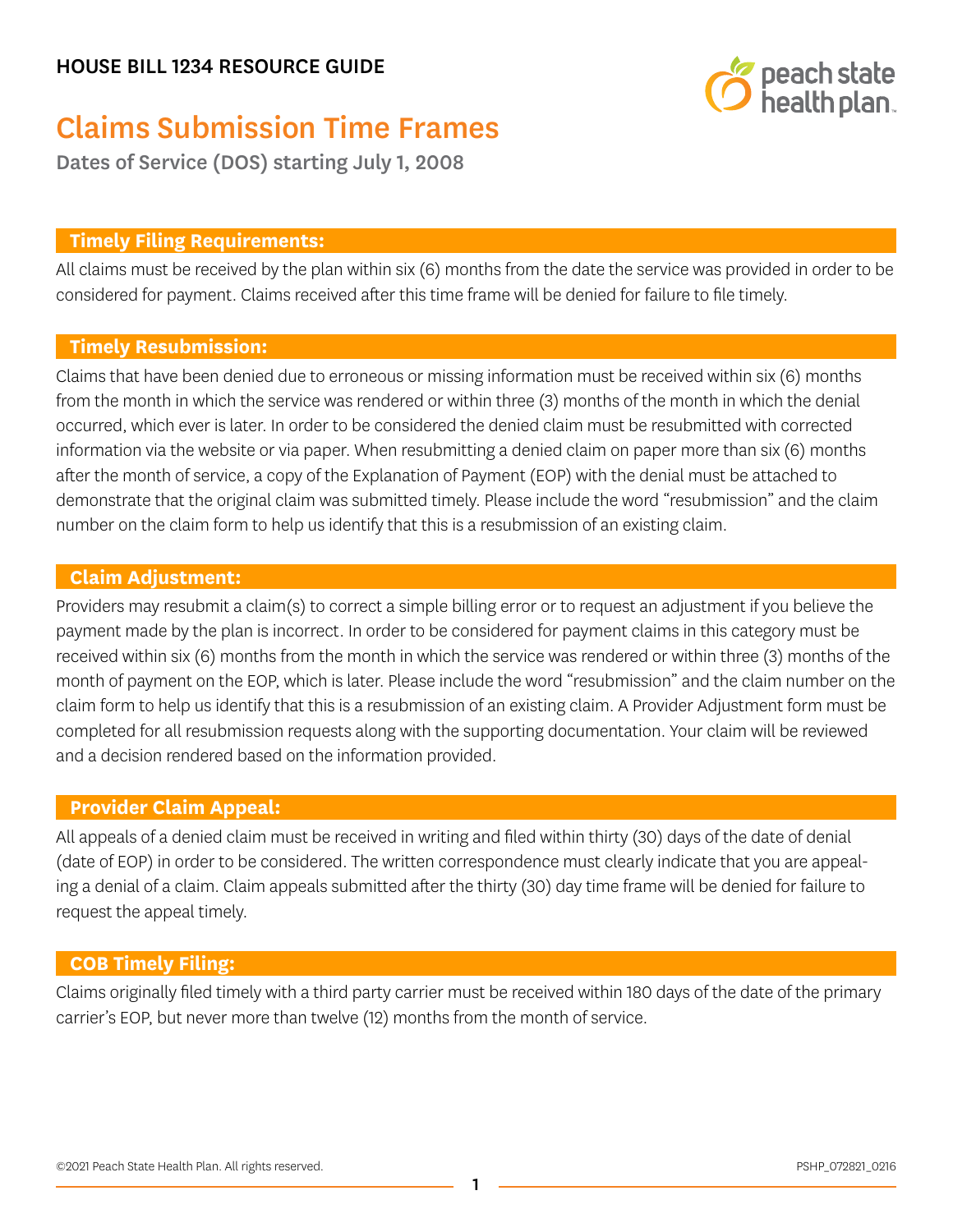HOUSE BILL 1234 RESOURCE GUIDE

# Claims Submission Time Frames

Dates of Service (DOS) starting July 1, 2008

## Timely Filing Requirements:

All claims must be received by the plan within six (6) months from the date the service was provided in order to be considered for payment. Claims received after this time frame will be denied for failure to file timely.

## Timely Resubmission:

Claims that have been denied due to erroneous or missing information must be received within six (6) months from the month in which the service was rendered or within three (3) months of the month in which the denial occurred, which ever is later. In order to be considered the denied claim must be resubmitted with corrected information via the website or via paper. When resubmitting a denied claim on paper more than six (6) months after the month of service, a copy of the Explanation of Payment (EOP) with the denial must be attached to demonstrate that the original claim was submitted timely. Please include the word "resubmission" and the claim number on the claim form to help us identify that this is a resubmission of an existing claim.

## Claim Adjustment:

Providers may resubmit a claim(s) to correct a simple billing error or to request an adjustment if you believe the payment made by the plan is incorrect. In order to be considered for payment claims in this category must be received within six (6) months from the month in which the service was rendered or within three (3) months of the month of payment on the EOP, which is later. Please include the word "resubmission" and the claim number on the claim form to help us identify that this is a resubmission of an existing claim. A Provider Adjustment form must be completed for all resubmission requests along with the supporting documentation. Your claim will be reviewed and a decision rendered based on the information provided.

## Provider Claim Appeal:

All appeals of a denied claim must be received in writing and filed within thirty (30) days of the date of denial (date of EOP) in order to be considered. The written correspondence must clearly indicate that you are appealing a denial of a claim. Claim appeals submitted after the thirty (30) day time frame will be denied for failure to request the appeal timely.

## COB Timely Filing:

Claims originally filed timely with a third party carrier must be received within 180 days of the date of the primary carrier's EOP, but never more than twelve (12) months from the month of service.

©2021 Peach State Health Plan. All rights reserved.

PSHP_072821_0216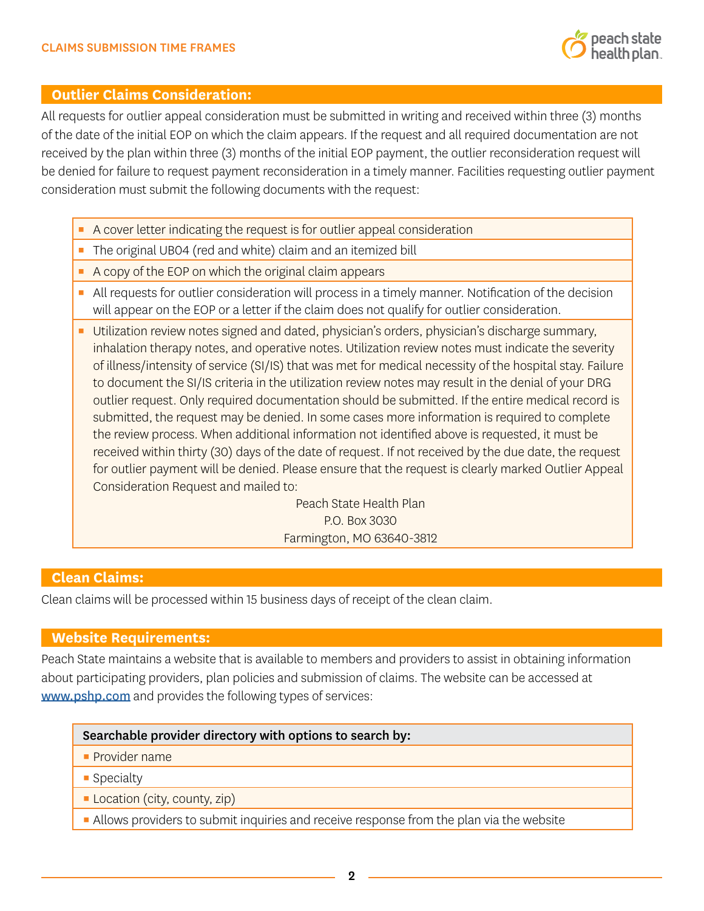## Outlier Claims Consideration:

All requests for outlier appeal consideration must be submitted in writing and received within three (3) months of the date of the initial EOP on which the claim appears. If the request and all required documentation are not received by the plan within three (3) months of the initial EOP payment, the outlier reconsideration request will be denied for failure to request payment reconsideration in a timely manner. Facilities requesting outlier payment consideration must submit the following documents with the request:

- A cover letter indicating the request is for outlier appeal consideration
- The original UB04 (red and white) claim and an itemized bill
- A copy of the EOP on which the original claim appears
- All requests for outlier consideration will process in a timely manner. Notification of the decision will appear on the EOP or a letter if the claim does not qualify for outlier consideration.
- Utilization review notes signed and dated, physician's orders, physician's discharge summary, inhalation therapy notes, and operative notes. Utilization review notes must indicate the severity of illness/intensity of service (SI/IS) that was met for medical necessity of the hospital stay. Failure to document the SI/IS criteria in the utilization review notes may result in the denial of your DRG outlier request. Only required documentation should be submitted. If the entire medical record is submitted, the request may be denied. In some cases more information is required to complete the review process. When additional information not identified above is requested, it must be received within thirty (30) days of the date of request. If not received by the due date, the request for outlier payment will be denied. Please ensure that the request is clearly marked Outlier Appeal Consideration Request and mailed to:

  Peach State Health Plan
  P.O. Box 3030
  Farmington, MO 63640-3812

## Clean Claims:

Clean claims will be processed within 15 business days of receipt of the clean claim.

## Website Requirements:

Peach State maintains a website that is available to members and providers to assist in obtaining information about participating providers, plan policies and submission of claims. The website can be accessed at www.pshp.com and provides the following types of services:

**Searchable provider directory with options to search by:**

- Provider name
- Specialty
- Location (city, county, zip)
- Allows providers to submit inquiries and receive response from the plan via the website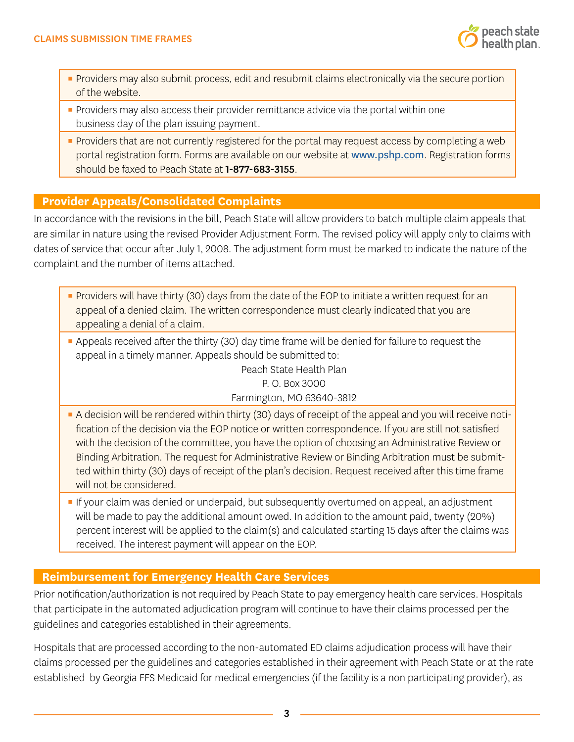- Providers may also submit process, edit and resubmit claims electronically via the secure portion of the website.
- Providers may also access their provider remittance advice via the portal within one business day of the plan issuing payment.
- Providers that are not currently registered for the portal may request access by completing a web portal registration form. Forms are available on our website at [www.pshp.com](http://www.pshp.com). Registration forms should be faxed to Peach State at **1-877-683-3155**.

## Provider Appeals/Consolidated Complaints

In accordance with the revisions in the bill, Peach State will allow providers to batch multiple claim appeals that are similar in nature using the revised Provider Adjustment Form. The revised policy will apply only to claims with dates of service that occur after July 1, 2008. The adjustment form must be marked to indicate the nature of the complaint and the number of items attached.

- Providers will have thirty (30) days from the date of the EOP to initiate a written request for an appeal of a denied claim. The written correspondence must clearly indicated that you are appealing a denial of a claim.
- Appeals received after the thirty (30) day time frame will be denied for failure to request the appeal in a timely manner. Appeals should be submitted to:

  Peach State Health Plan
  P. O. Box 3000
  Farmington, MO 63640-3812
- A decision will be rendered within thirty (30) days of receipt of the appeal and you will receive notification of the decision via the EOP notice or written correspondence. If you are still not satisfied with the decision of the committee, you have the option of choosing an Administrative Review or Binding Arbitration. The request for Administrative Review or Binding Arbitration must be submitted within thirty (30) days of receipt of the plan's decision. Request received after this time frame will not be considered.
- If your claim was denied or underpaid, but subsequently overturned on appeal, an adjustment will be made to pay the additional amount owed. In addition to the amount paid, twenty (20%) percent interest will be applied to the claim(s) and calculated starting 15 days after the claims was received. The interest payment will appear on the EOP.

## Reimbursement for Emergency Health Care Services

Prior notification/authorization is not required by Peach State to pay emergency health care services. Hospitals that participate in the automated adjudication program will continue to have their claims processed per the guidelines and categories established in their agreements.

Hospitals that are processed according to the non-automated ED claims adjudication process will have their claims processed per the guidelines and categories established in their agreement with Peach State or at the rate established by Georgia FFS Medicaid for medical emergencies (if the facility is a non participating provider), as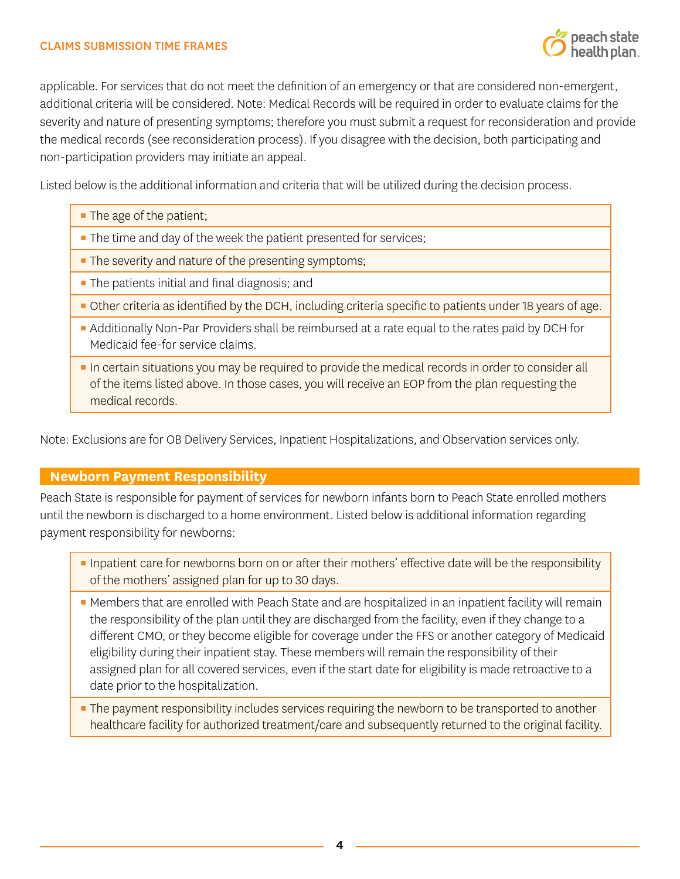applicable. For services that do not meet the definition of an emergency or that are considered non-emergent, additional criteria will be considered. Note: Medical Records will be required in order to evaluate claims for the severity and nature of presenting symptoms; therefore you must submit a request for reconsideration and provide the medical records (see reconsideration process). If you disagree with the decision, both participating and non-participation providers may initiate an appeal.

Listed below is the additional information and criteria that will be utilized during the decision process.

- The age of the patient;
- The time and day of the week the patient presented for services;
- The severity and nature of the presenting symptoms;
- The patients initial and final diagnosis; and
- Other criteria as identified by the DCH, including criteria specific to patients under 18 years of age.
- Additionally Non-Par Providers shall be reimbursed at a rate equal to the rates paid by DCH for Medicaid fee-for service claims.
- In certain situations you may be required to provide the medical records in order to consider all of the items listed above. In those cases, you will receive an EOP from the plan requesting the medical records.

Note: Exclusions are for OB Delivery Services, Inpatient Hospitalizations, and Observation services only.

## Newborn Payment Responsibility

Peach State is responsible for payment of services for newborn infants born to Peach State enrolled mothers until the newborn is discharged to a home environment. Listed below is additional information regarding payment responsibility for newborns:

- Inpatient care for newborns born on or after their mothers' effective date will be the responsibility of the mothers' assigned plan for up to 30 days.
- Members that are enrolled with Peach State and are hospitalized in an inpatient facility will remain the responsibility of the plan until they are discharged from the facility, even if they change to a different CMO, or they become eligible for coverage under the FFS or another category of Medicaid eligibility during their inpatient stay. These members will remain the responsibility of their assigned plan for all covered services, even if the start date for eligibility is made retroactive to a date prior to the hospitalization.
- The payment responsibility includes services requiring the newborn to be transported to another healthcare facility for authorized treatment/care and subsequently returned to the original facility.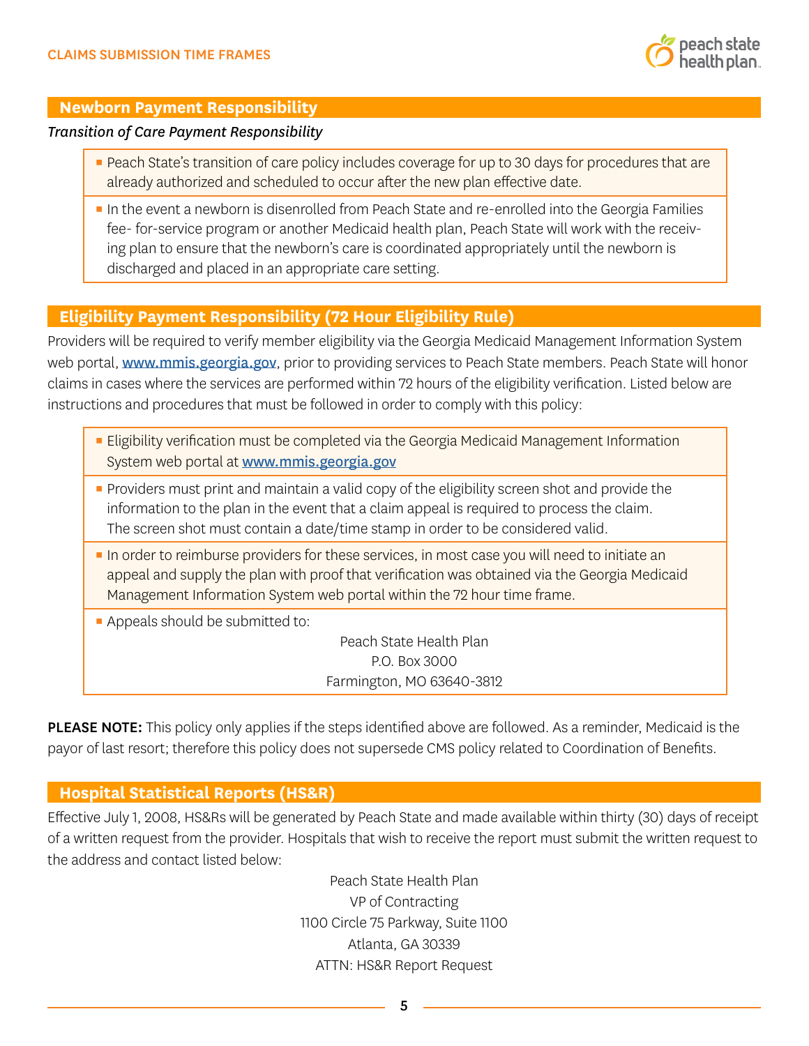## Newborn Payment Responsibility

*Transition of Care Payment Responsibility*

- Peach State's transition of care policy includes coverage for up to 30 days for procedures that are already authorized and scheduled to occur after the new plan effective date.
- In the event a newborn is disenrolled from Peach State and re-enrolled into the Georgia Families fee- for-service program or another Medicaid health plan, Peach State will work with the receiving plan to ensure that the newborn's care is coordinated appropriately until the newborn is discharged and placed in an appropriate care setting.

## Eligibility Payment Responsibility (72 Hour Eligibility Rule)

Providers will be required to verify member eligibility via the Georgia Medicaid Management Information System web portal, www.mmis.georgia.gov, prior to providing services to Peach State members. Peach State will honor claims in cases where the services are performed within 72 hours of the eligibility verification. Listed below are instructions and procedures that must be followed in order to comply with this policy:

- Eligibility verification must be completed via the Georgia Medicaid Management Information System web portal at www.mmis.georgia.gov
- Providers must print and maintain a valid copy of the eligibility screen shot and provide the information to the plan in the event that a claim appeal is required to process the claim. The screen shot must contain a date/time stamp in order to be considered valid.
- In order to reimburse providers for these services, in most case you will need to initiate an appeal and supply the plan with proof that verification was obtained via the Georgia Medicaid Management Information System web portal within the 72 hour time frame.
- Appeals should be submitted to:

  Peach State Health Plan
  P.O. Box 3000
  Farmington, MO 63640-3812

**PLEASE NOTE:** This policy only applies if the steps identified above are followed. As a reminder, Medicaid is the payor of last resort; therefore this policy does not supersede CMS policy related to Coordination of Benefits.

## Hospital Statistical Reports (HS&R)

Effective July 1, 2008, HS&Rs will be generated by Peach State and made available within thirty (30) days of receipt of a written request from the provider. Hospitals that wish to receive the report must submit the written request to the address and contact listed below:

Peach State Health Plan
VP of Contracting
1100 Circle 75 Parkway, Suite 1100
Atlanta, GA 30339
ATTN: HS&R Report Request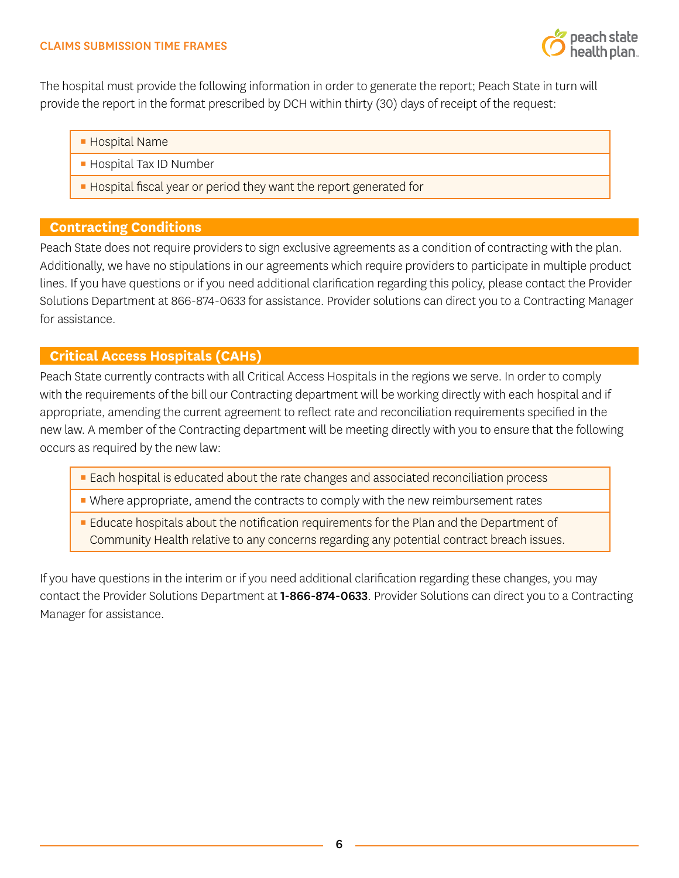The hospital must provide the following information in order to generate the report; Peach State in turn will provide the report in the format prescribed by DCH within thirty (30) days of receipt of the request:

- Hospital Name
- Hospital Tax ID Number
- Hospital fiscal year or period they want the report generated for

## Contracting Conditions

Peach State does not require providers to sign exclusive agreements as a condition of contracting with the plan. Additionally, we have no stipulations in our agreements which require providers to participate in multiple product lines. If you have questions or if you need additional clarification regarding this policy, please contact the Provider Solutions Department at 866-874-0633 for assistance. Provider solutions can direct you to a Contracting Manager for assistance.

## Critical Access Hospitals (CAHs)

Peach State currently contracts with all Critical Access Hospitals in the regions we serve. In order to comply with the requirements of the bill our Contracting department will be working directly with each hospital and if appropriate, amending the current agreement to reflect rate and reconciliation requirements specified in the new law. A member of the Contracting department will be meeting directly with you to ensure that the following occurs as required by the new law:

- Each hospital is educated about the rate changes and associated reconciliation process
- Where appropriate, amend the contracts to comply with the new reimbursement rates
- Educate hospitals about the notification requirements for the Plan and the Department of Community Health relative to any concerns regarding any potential contract breach issues.

If you have questions in the interim or if you need additional clarification regarding these changes, you may contact the Provider Solutions Department at **1-866-874-0633**. Provider Solutions can direct you to a Contracting Manager for assistance.